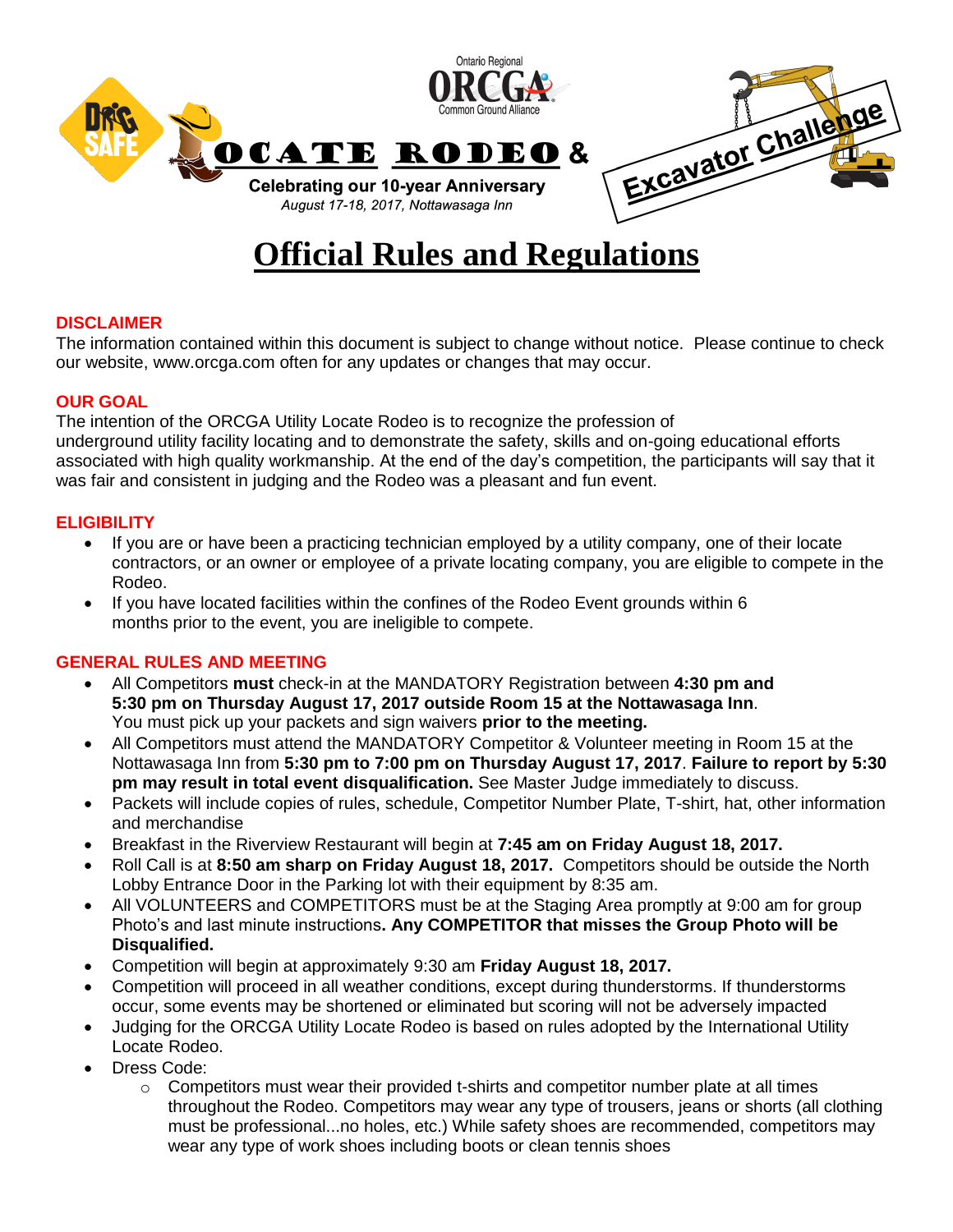Ontario Regional ORCGA Common Ground Alliance

LOCATE RODEO & Excavator Challenge

**Celebrating our 10-year Anniversary**

*August 17-18, 2017, Nottawasaga Inn*

# Official Rules and Regulations

## DISCLAIMER

The information contained within this document is subject to change without notice. Please continue to check our website, www.orcga.com often for any updates or changes that may occur.

## OUR GOAL

The intention of the ORCGA Utility Locate Rodeo is to recognize the profession of underground utility facility locating and to demonstrate the safety, skills and on-going educational efforts associated with high quality workmanship. At the end of the day's competition, the participants will say that it was fair and consistent in judging and the Rodeo was a pleasant and fun event.

## ELIGIBILITY

- If you are or have been a practicing technician employed by a utility company, one of their locate contractors, or an owner or employee of a private locating company, you are eligible to compete in the Rodeo.
- If you have located facilities within the confines of the Rodeo Event grounds within 6 months prior to the event, you are ineligible to compete.

## GENERAL RULES AND MEETING

- All Competitors **must** check-in at the MANDATORY Registration between **4:30 pm and 5:30 pm on Thursday August 17, 2017 outside Room 15 at the Nottawasaga Inn**. You must pick up your packets and sign waivers **prior to the meeting.**
- All Competitors must attend the MANDATORY Competitor & Volunteer meeting in Room 15 at the Nottawasaga Inn from **5:30 pm to 7:00 pm on Thursday August 17, 2017**. **Failure to report by 5:30 pm may result in total event disqualification.** See Master Judge immediately to discuss.
- Packets will include copies of rules, schedule, Competitor Number Plate, T-shirt, hat, other information and merchandise
- Breakfast in the Riverview Restaurant will begin at **7:45 am on Friday August 18, 2017.**
- Roll Call is at **8:50 am sharp on Friday August 18, 2017.** Competitors should be outside the North Lobby Entrance Door in the Parking lot with their equipment by 8:35 am.
- All VOLUNTEERS and COMPETITORS must be at the Staging Area promptly at 9:00 am for group Photo's and last minute instructions**. Any COMPETITOR that misses the Group Photo will be Disqualified.**
- Competition will begin at approximately 9:30 am **Friday August 18, 2017.**
- Competition will proceed in all weather conditions, except during thunderstorms. If thunderstorms occur, some events may be shortened or eliminated but scoring will not be adversely impacted
- Judging for the ORCGA Utility Locate Rodeo is based on rules adopted by the International Utility Locate Rodeo.
- Dress Code:
  - Competitors must wear their provided t-shirts and competitor number plate at all times throughout the Rodeo. Competitors may wear any type of trousers, jeans or shorts (all clothing must be professional...no holes, etc.) While safety shoes are recommended, competitors may wear any type of work shoes including boots or clean tennis shoes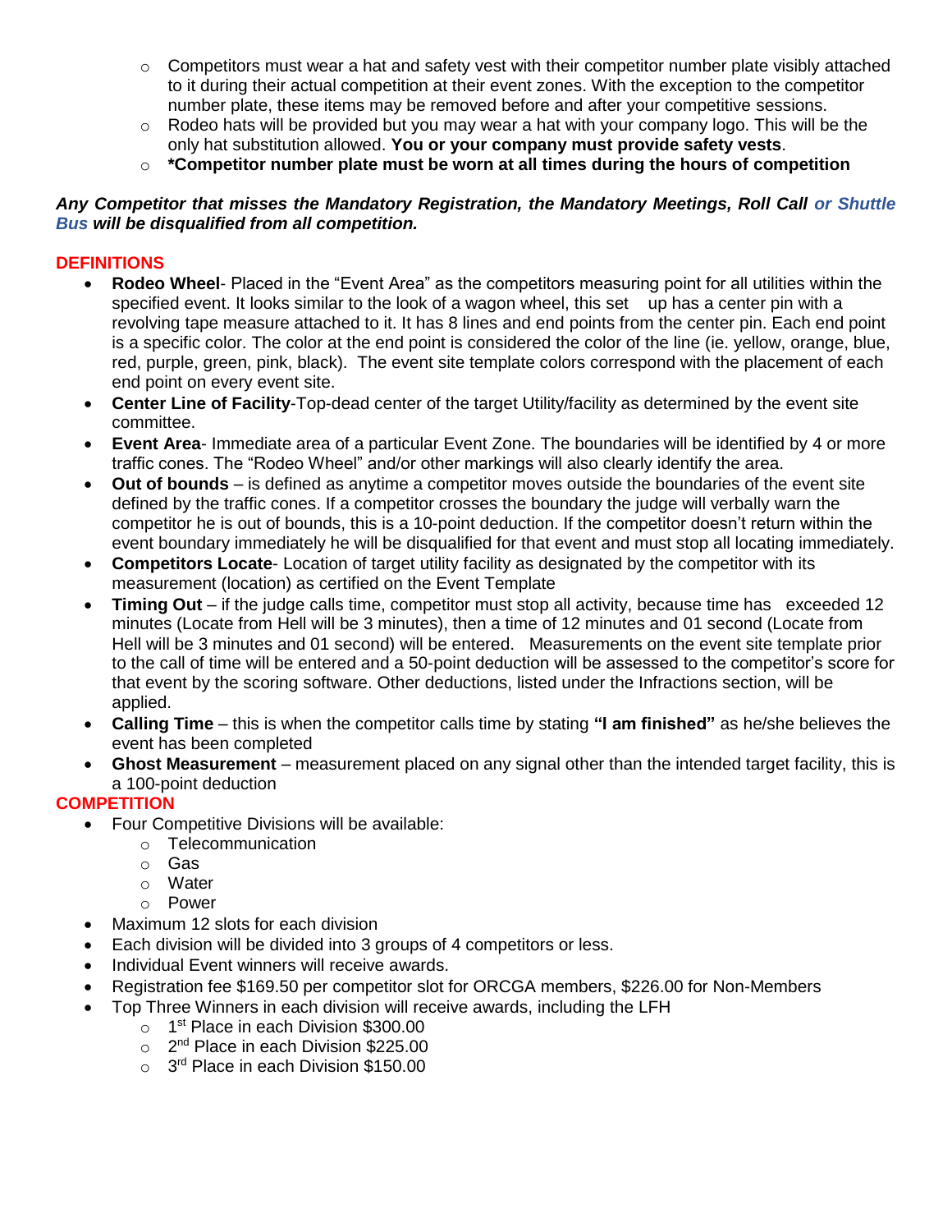- Competitors must wear a hat and safety vest with their competitor number plate visibly attached to it during their actual competition at their event zones. With the exception to the competitor number plate, these items may be removed before and after your competitive sessions.
  - Rodeo hats will be provided but you may wear a hat with your company logo. This will be the only hat substitution allowed. **You or your company must provide safety vests**.
  - ***Competitor number plate must be worn at all times during the hours of competition**

***Any Competitor that misses the Mandatory Registration, the Mandatory Meetings, Roll Call or Shuttle Bus will be disqualified from all competition.***

## DEFINITIONS

- **Rodeo Wheel**- Placed in the "Event Area" as the competitors measuring point for all utilities within the specified event. It looks similar to the look of a wagon wheel, this set up has a center pin with a revolving tape measure attached to it. It has 8 lines and end points from the center pin. Each end point is a specific color. The color at the end point is considered the color of the line (ie. yellow, orange, blue, red, purple, green, pink, black). The event site template colors correspond with the placement of each end point on every event site.
- **Center Line of Facility**-Top-dead center of the target Utility/facility as determined by the event site committee.
- **Event Area**- Immediate area of a particular Event Zone. The boundaries will be identified by 4 or more traffic cones. The "Rodeo Wheel" and/or other markings will also clearly identify the area.
- **Out of bounds** – is defined as anytime a competitor moves outside the boundaries of the event site defined by the traffic cones. If a competitor crosses the boundary the judge will verbally warn the competitor he is out of bounds, this is a 10-point deduction. If the competitor doesn't return within the event boundary immediately he will be disqualified for that event and must stop all locating immediately.
- **Competitors Locate**- Location of target utility facility as designated by the competitor with its measurement (location) as certified on the Event Template
- **Timing Out** – if the judge calls time, competitor must stop all activity, because time has exceeded 12 minutes (Locate from Hell will be 3 minutes), then a time of 12 minutes and 01 second (Locate from Hell will be 3 minutes and 01 second) will be entered. Measurements on the event site template prior to the call of time will be entered and a 50-point deduction will be assessed to the competitor's score for that event by the scoring software. Other deductions, listed under the Infractions section, will be applied.
- **Calling Time** – this is when the competitor calls time by stating **"I am finished"** as he/she believes the event has been completed
- **Ghost Measurement** – measurement placed on any signal other than the intended target facility, this is a 100-point deduction

## COMPETITION

- Four Competitive Divisions will be available:
  - Telecommunication
  - Gas
  - Water
  - Power
- Maximum 12 slots for each division
- Each division will be divided into 3 groups of 4 competitors or less.
- Individual Event winners will receive awards.
- Registration fee $169.50 per competitor slot for ORCGA members, $226.00 for Non-Members
- Top Three Winners in each division will receive awards, including the LFH
  - 1st Place in each Division $300.00
  - 2nd Place in each Division $225.00
  - 3rd Place in each Division $150.00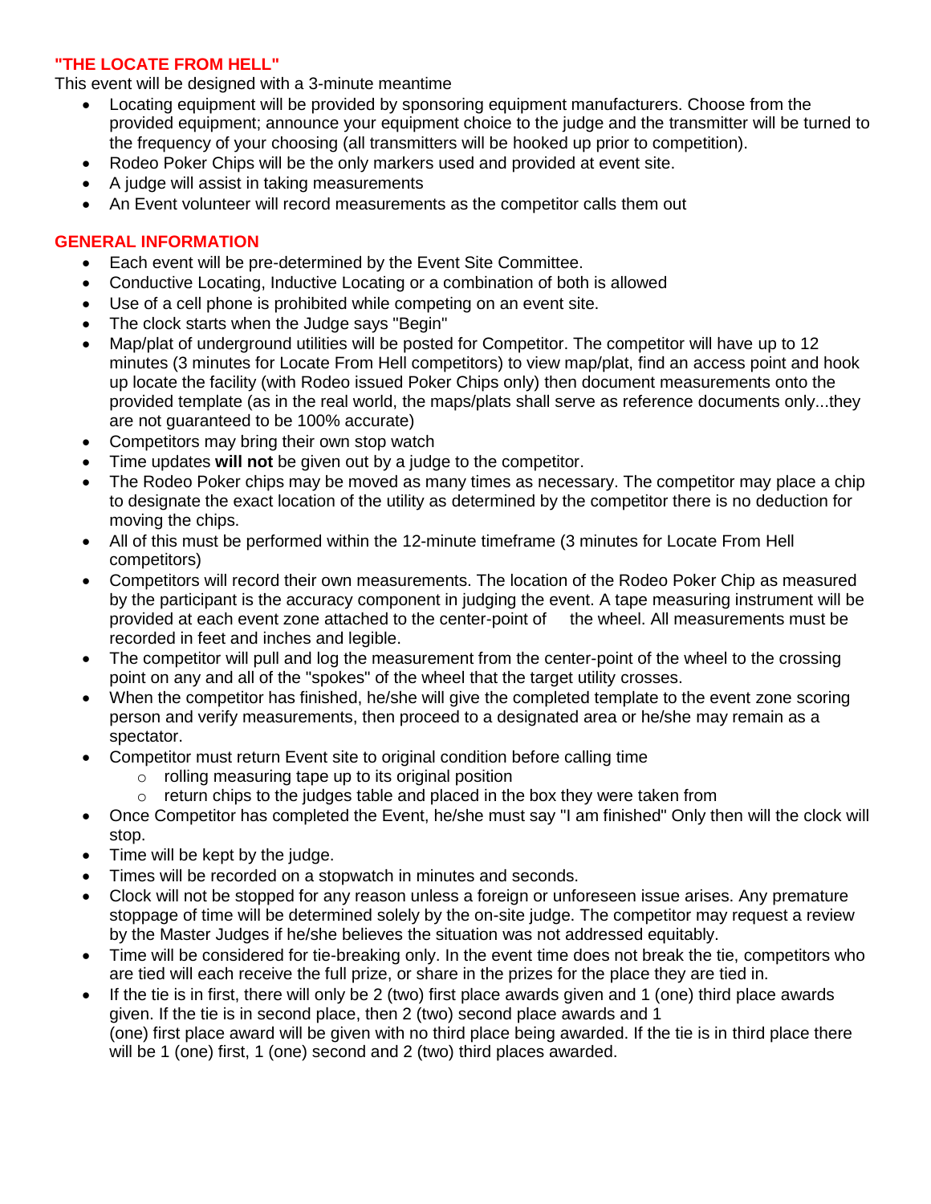## "THE LOCATE FROM HELL"

This event will be designed with a 3-minute meantime

- Locating equipment will be provided by sponsoring equipment manufacturers. Choose from the provided equipment; announce your equipment choice to the judge and the transmitter will be turned to the frequency of your choosing (all transmitters will be hooked up prior to competition).
- Rodeo Poker Chips will be the only markers used and provided at event site.
- A judge will assist in taking measurements
- An Event volunteer will record measurements as the competitor calls them out

## GENERAL INFORMATION

- Each event will be pre-determined by the Event Site Committee.
- Conductive Locating, Inductive Locating or a combination of both is allowed
- Use of a cell phone is prohibited while competing on an event site.
- The clock starts when the Judge says "Begin"
- Map/plat of underground utilities will be posted for Competitor. The competitor will have up to 12 minutes (3 minutes for Locate From Hell competitors) to view map/plat, find an access point and hook up locate the facility (with Rodeo issued Poker Chips only) then document measurements onto the provided template (as in the real world, the maps/plats shall serve as reference documents only...they are not guaranteed to be 100% accurate)
- Competitors may bring their own stop watch
- Time updates **will not** be given out by a judge to the competitor.
- The Rodeo Poker chips may be moved as many times as necessary. The competitor may place a chip to designate the exact location of the utility as determined by the competitor there is no deduction for moving the chips.
- All of this must be performed within the 12-minute timeframe (3 minutes for Locate From Hell competitors)
- Competitors will record their own measurements. The location of the Rodeo Poker Chip as measured by the participant is the accuracy component in judging the event. A tape measuring instrument will be provided at each event zone attached to the center-point of the wheel. All measurements must be recorded in feet and inches and legible.
- The competitor will pull and log the measurement from the center-point of the wheel to the crossing point on any and all of the "spokes" of the wheel that the target utility crosses.
- When the competitor has finished, he/she will give the completed template to the event zone scoring person and verify measurements, then proceed to a designated area or he/she may remain as a spectator.
- Competitor must return Event site to original condition before calling time
  - rolling measuring tape up to its original position
  - return chips to the judges table and placed in the box they were taken from
- Once Competitor has completed the Event, he/she must say "I am finished" Only then will the clock will stop.
- Time will be kept by the judge.
- Times will be recorded on a stopwatch in minutes and seconds.
- Clock will not be stopped for any reason unless a foreign or unforeseen issue arises. Any premature stoppage of time will be determined solely by the on-site judge. The competitor may request a review by the Master Judges if he/she believes the situation was not addressed equitably.
- Time will be considered for tie-breaking only. In the event time does not break the tie, competitors who are tied will each receive the full prize, or share in the prizes for the place they are tied in.
- If the tie is in first, there will only be 2 (two) first place awards given and 1 (one) third place awards given. If the tie is in second place, then 2 (two) second place awards and 1 (one) first place award will be given with no third place being awarded. If the tie is in third place there will be 1 (one) first, 1 (one) second and 2 (two) third places awarded.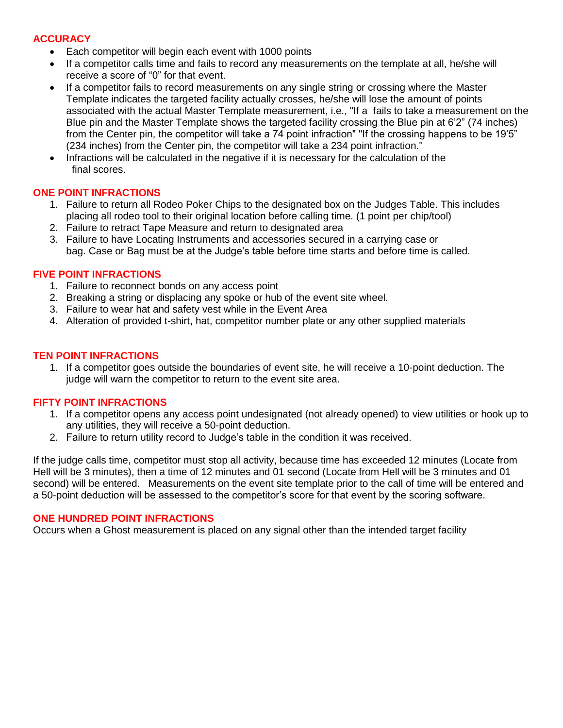## ACCURACY

- Each competitor will begin each event with 1000 points
- If a competitor calls time and fails to record any measurements on the template at all, he/she will receive a score of "0" for that event.
- If a competitor fails to record measurements on any single string or crossing where the Master Template indicates the targeted facility actually crosses, he/she will lose the amount of points associated with the actual Master Template measurement, i.e., "If a  fails to take a measurement on the Blue pin and the Master Template shows the targeted facility crossing the Blue pin at 6'2" (74 inches) from the Center pin, the competitor will take a 74 point infraction" "If the crossing happens to be 19'5" (234 inches) from the Center pin, the competitor will take a 234 point infraction."
- Infractions will be calculated in the negative if it is necessary for the calculation of the final scores.

## ONE POINT INFRACTIONS

1. Failure to return all Rodeo Poker Chips to the designated box on the Judges Table. This includes placing all rodeo tool to their original location before calling time. (1 point per chip/tool)
2. Failure to retract Tape Measure and return to designated area
3. Failure to have Locating Instruments and accessories secured in a carrying case or bag. Case or Bag must be at the Judge's table before time starts and before time is called.

## FIVE POINT INFRACTIONS

1. Failure to reconnect bonds on any access point
2. Breaking a string or displacing any spoke or hub of the event site wheel.
3. Failure to wear hat and safety vest while in the Event Area
4. Alteration of provided t-shirt, hat, competitor number plate or any other supplied materials

## TEN POINT INFRACTIONS

1. If a competitor goes outside the boundaries of event site, he will receive a 10-point deduction. The judge will warn the competitor to return to the event site area.

## FIFTY POINT INFRACTIONS

1. If a competitor opens any access point undesignated (not already opened) to view utilities or hook up to any utilities, they will receive a 50-point deduction.
2. Failure to return utility record to Judge's table in the condition it was received.

If the judge calls time, competitor must stop all activity, because time has exceeded 12 minutes (Locate from Hell will be 3 minutes), then a time of 12 minutes and 01 second (Locate from Hell will be 3 minutes and 01 second) will be entered.   Measurements on the event site template prior to the call of time will be entered and a 50-point deduction will be assessed to the competitor's score for that event by the scoring software.

## ONE HUNDRED POINT INFRACTIONS

Occurs when a Ghost measurement is placed on any signal other than the intended target facility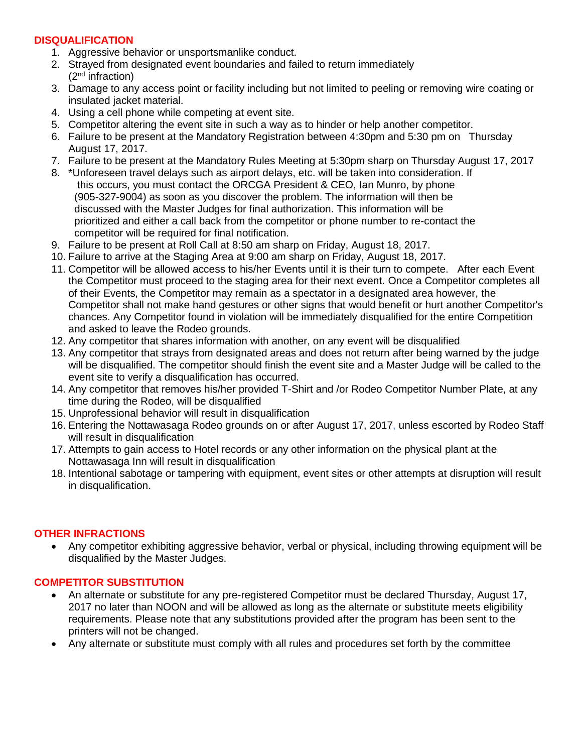## DISQUALIFICATION

1. Aggressive behavior or unsportsmanlike conduct.
2. Strayed from designated event boundaries and failed to return immediately (2nd infraction)
3. Damage to any access point or facility including but not limited to peeling or removing wire coating or insulated jacket material.
4. Using a cell phone while competing at event site.
5. Competitor altering the event site in such a way as to hinder or help another competitor.
6. Failure to be present at the Mandatory Registration between 4:30pm and 5:30 pm on Thursday August 17, 2017.
7. Failure to be present at the Mandatory Rules Meeting at 5:30pm sharp on Thursday August 17, 2017
8. *Unforeseen travel delays such as airport delays, etc. will be taken into consideration. If this occurs, you must contact the ORCGA President & CEO, Ian Munro, by phone (905-327-9004) as soon as you discover the problem. The information will then be discussed with the Master Judges for final authorization. This information will be prioritized and either a call back from the competitor or phone number to re-contact the competitor will be required for final notification.
9. Failure to be present at Roll Call at 8:50 am sharp on Friday, August 18, 2017.
10. Failure to arrive at the Staging Area at 9:00 am sharp on Friday, August 18, 2017.
11. Competitor will be allowed access to his/her Events until it is their turn to compete. After each Event the Competitor must proceed to the staging area for their next event. Once a Competitor completes all of their Events, the Competitor may remain as a spectator in a designated area however, the Competitor shall not make hand gestures or other signs that would benefit or hurt another Competitor's chances. Any Competitor found in violation will be immediately disqualified for the entire Competition and asked to leave the Rodeo grounds.
12. Any competitor that shares information with another, on any event will be disqualified
13. Any competitor that strays from designated areas and does not return after being warned by the judge will be disqualified. The competitor should finish the event site and a Master Judge will be called to the event site to verify a disqualification has occurred.
14. Any competitor that removes his/her provided T-Shirt and /or Rodeo Competitor Number Plate, at any time during the Rodeo, will be disqualified
15. Unprofessional behavior will result in disqualification
16. Entering the Nottawasaga Rodeo grounds on or after August 17, 2017, unless escorted by Rodeo Staff will result in disqualification
17. Attempts to gain access to Hotel records or any other information on the physical plant at the Nottawasaga Inn will result in disqualification
18. Intentional sabotage or tampering with equipment, event sites or other attempts at disruption will result in disqualification.

## OTHER INFRACTIONS

- Any competitor exhibiting aggressive behavior, verbal or physical, including throwing equipment will be disqualified by the Master Judges.

## COMPETITOR SUBSTITUTION

- An alternate or substitute for any pre-registered Competitor must be declared Thursday, August 17, 2017 no later than NOON and will be allowed as long as the alternate or substitute meets eligibility requirements. Please note that any substitutions provided after the program has been sent to the printers will not be changed.
- Any alternate or substitute must comply with all rules and procedures set forth by the committee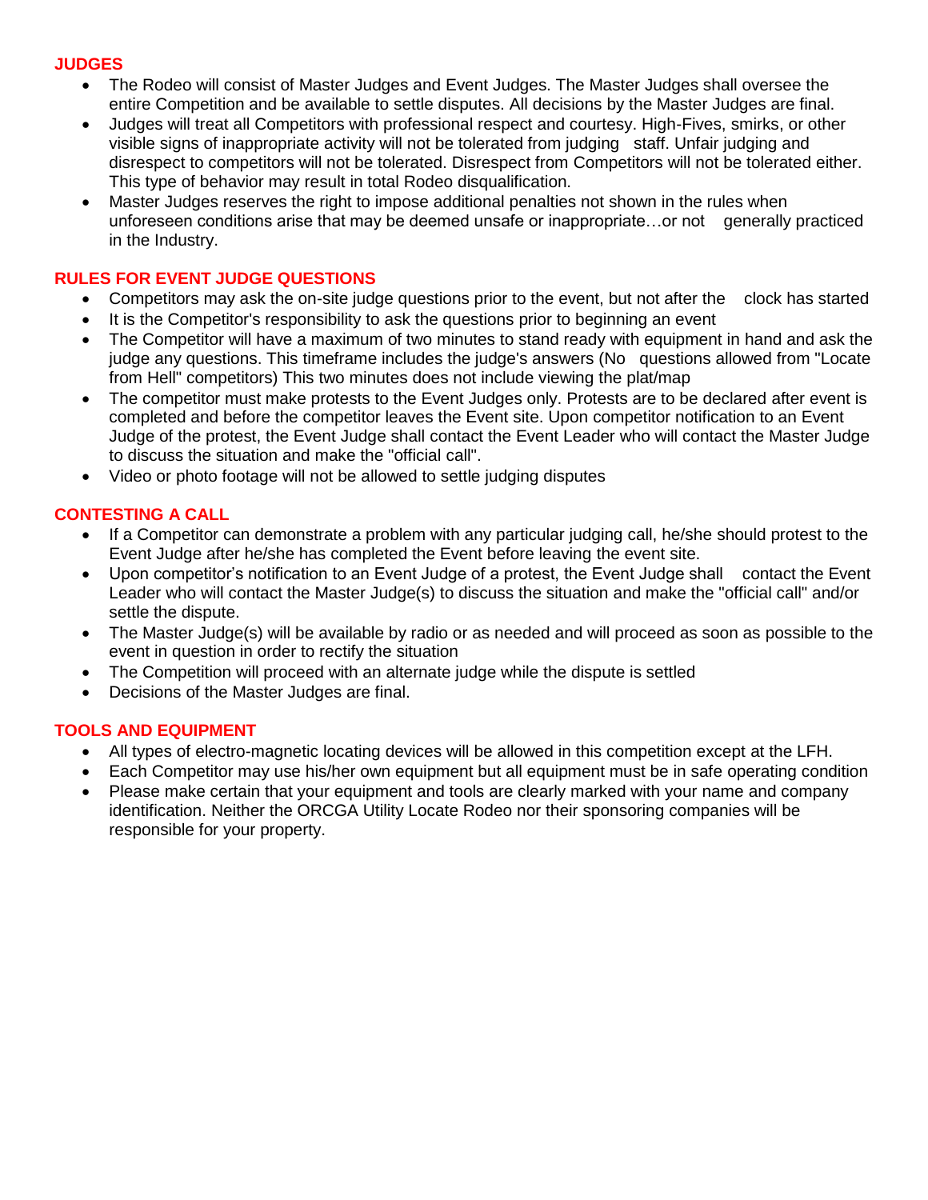## JUDGES

- The Rodeo will consist of Master Judges and Event Judges. The Master Judges shall oversee the entire Competition and be available to settle disputes. All decisions by the Master Judges are final.
- Judges will treat all Competitors with professional respect and courtesy. High-Fives, smirks, or other visible signs of inappropriate activity will not be tolerated from judging staff. Unfair judging and disrespect to competitors will not be tolerated. Disrespect from Competitors will not be tolerated either. This type of behavior may result in total Rodeo disqualification.
- Master Judges reserves the right to impose additional penalties not shown in the rules when unforeseen conditions arise that may be deemed unsafe or inappropriate…or not generally practiced in the Industry.

## RULES FOR EVENT JUDGE QUESTIONS

- Competitors may ask the on-site judge questions prior to the event, but not after the clock has started
- It is the Competitor's responsibility to ask the questions prior to beginning an event
- The Competitor will have a maximum of two minutes to stand ready with equipment in hand and ask the judge any questions. This timeframe includes the judge's answers (No questions allowed from "Locate from Hell" competitors) This two minutes does not include viewing the plat/map
- The competitor must make protests to the Event Judges only. Protests are to be declared after event is completed and before the competitor leaves the Event site. Upon competitor notification to an Event Judge of the protest, the Event Judge shall contact the Event Leader who will contact the Master Judge to discuss the situation and make the "official call".
- Video or photo footage will not be allowed to settle judging disputes

## CONTESTING A CALL

- If a Competitor can demonstrate a problem with any particular judging call, he/she should protest to the Event Judge after he/she has completed the Event before leaving the event site.
- Upon competitor's notification to an Event Judge of a protest, the Event Judge shall contact the Event Leader who will contact the Master Judge(s) to discuss the situation and make the "official call" and/or settle the dispute.
- The Master Judge(s) will be available by radio or as needed and will proceed as soon as possible to the event in question in order to rectify the situation
- The Competition will proceed with an alternate judge while the dispute is settled
- Decisions of the Master Judges are final.

## TOOLS AND EQUIPMENT

- All types of electro-magnetic locating devices will be allowed in this competition except at the LFH.
- Each Competitor may use his/her own equipment but all equipment must be in safe operating condition
- Please make certain that your equipment and tools are clearly marked with your name and company identification. Neither the ORCGA Utility Locate Rodeo nor their sponsoring companies will be responsible for your property.